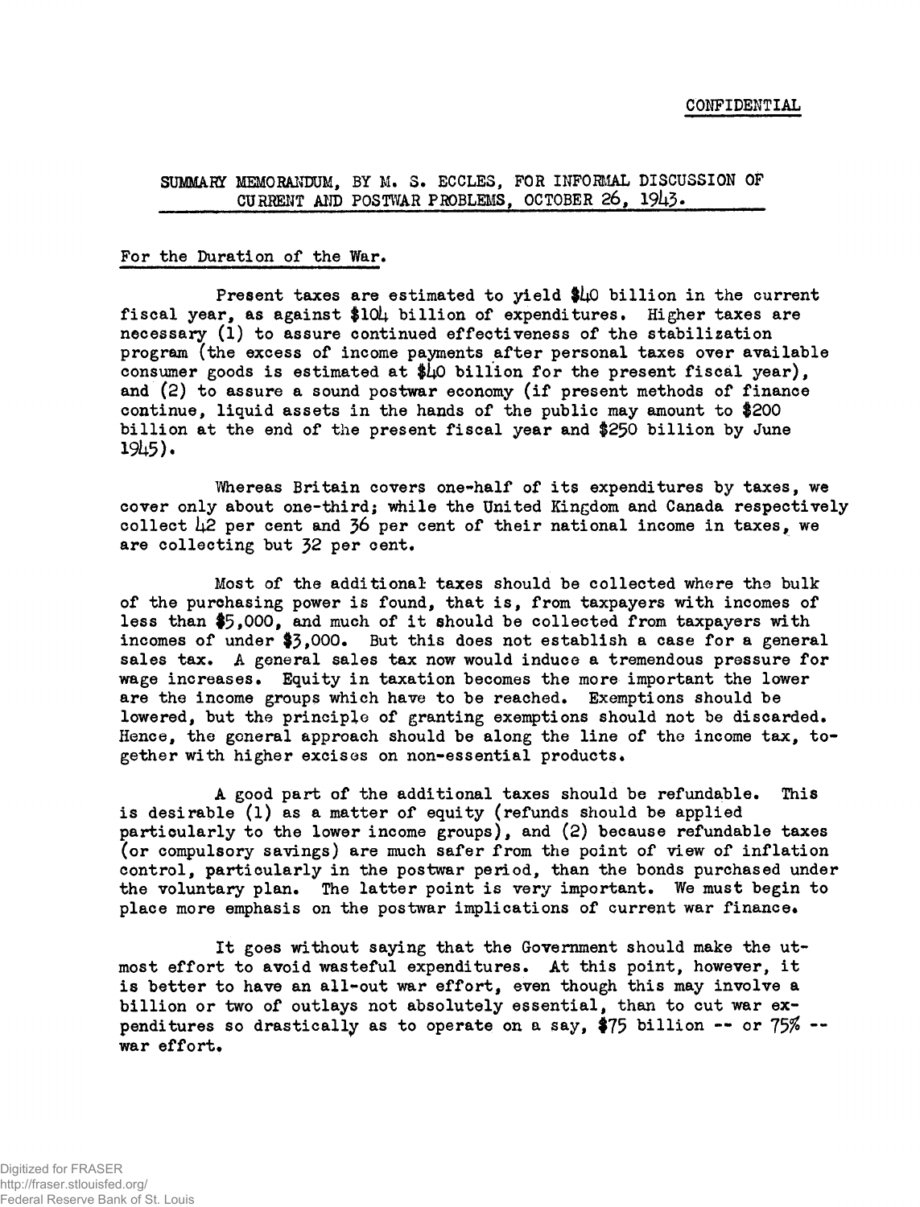CONFIDENTIAL

## SUMMARY MEMORANDUM, BY M. S. ECCLES, FOR INFORMAL DISCUSSION OF CURRENT AND POSTWAR PROBLEMS, OCTOBER 26, 1943.

### For the Duration of the War.

Present taxes are estimated to yield $40 billion in the current fiscal year, as against $104 billion of expenditures. Higher taxes are necessary (1) to assure continued effectiveness of the stabilization program (the excess of income payments after personal taxes over available consumer goods is estimated at $40 billion for the present fiscal year), and (2) to assure a sound postwar economy (if present methods of finance continue, liquid assets in the hands of the public may amount to $200 billion at the end of the present fiscal year and $250 billion by June 1945).

Whereas Britain covers one-half of its expenditures by taxes, we cover only about one-third; while the United Kingdom and Canada respectively collect 42 per cent and 36 per cent of their national income in taxes, we are collecting but 32 per cent.

Most of the additional taxes should be collected where the bulk of the purchasing power is found, that is, from taxpayers with incomes of less than $5,000, and much of it should be collected from taxpayers with incomes of under $3,000. But this does not establish a case for a general sales tax. A general sales tax now would induce a tremendous pressure for wage increases. Equity in taxation becomes the more important the lower are the income groups which have to be reached. Exemptions should be lowered, but the principle of granting exemptions should not be discarded. Hence, the general approach should be along the line of the income tax, together with higher excises on non-essential products.

A good part of the additional taxes should be refundable. This is desirable (1) as a matter of equity (refunds should be applied particularly to the lower income groups), and (2) because refundable taxes (or compulsory savings) are much safer from the point of view of inflation control, particularly in the postwar period, than the bonds purchased under the voluntary plan. The latter point is very important. We must begin to place more emphasis on the postwar implications of current war finance.

It goes without saying that the Government should make the utmost effort to avoid wasteful expenditures. At this point, however, it is better to have an all-out war effort, even though this may involve a billion or two of outlays not absolutely essential, than to cut war expenditures so drastically as to operate on a, say, $75 billion -- or 75% -- war effort.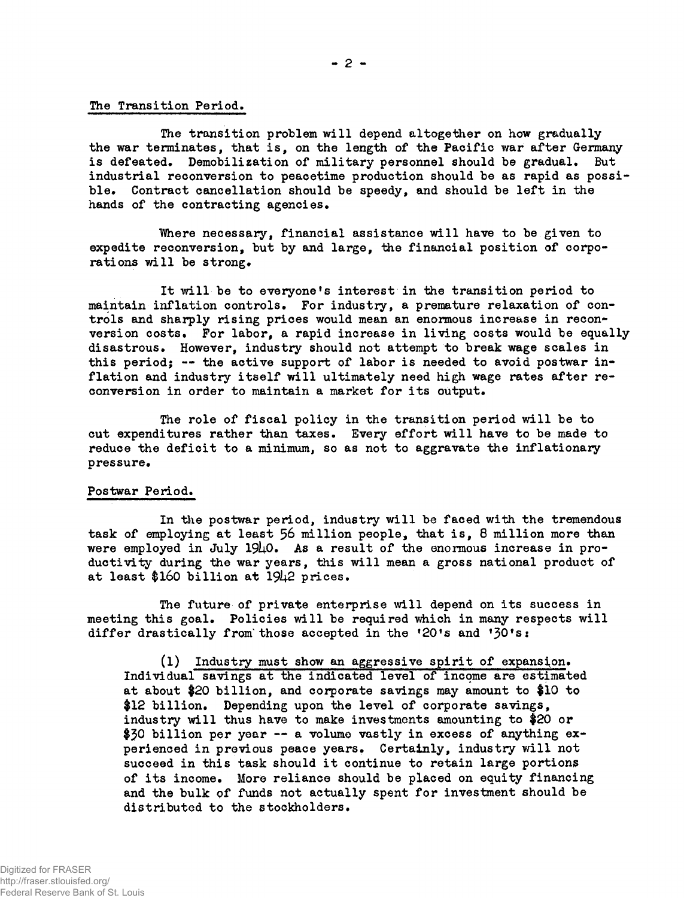## The Transition Period.

The transition problem will depend altogether on how gradually the war terminates, that is, on the length of the Pacific war after Germany is defeated. Demobilization of military personnel should be gradual. But industrial reconversion to peacetime production should be as rapid as possible. Contract cancellation should be speedy, and should be left in the hands of the contracting agencies.

Where necessary, financial assistance will have to be given to expedite reconversion, but by and large, the financial position of corporations will be strong.

It will be to everyone's interest in the transition period to maintain inflation controls. For industry, a premature relaxation of controls and sharply rising prices would mean an enormous increase in reconversion costs. For labor, a rapid increase in living costs would be equally disastrous. However, industry should not attempt to break wage scales in this period; -- the active support of labor is needed to avoid postwar inflation and industry itself will ultimately need high wage rates after reconversion in order to maintain a market for its output.

The role of fiscal policy in the transition period will be to cut expenditures rather than taxes. Every effort will have to be made to reduce the deficit to a minimum, so as not to aggravate the inflationary pressure.

## Postwar Period.

In the postwar period, industry will be faced with the tremendous task of employing at least 56 million people, that is, 8 million more than were employed in July 1940. As a result of the enormous increase in productivity during the war years, this will mean a gross national product of at least $160 billion at 1942 prices.

The future of private enterprise will depend on its success in meeting this goal. Policies will be required which in many respects will differ drastically from those accepted in the '20's and '30's:

(1) Industry must show an aggressive spirit of expansion. Individual savings at the indicated level of income are estimated at about $20 billion, and corporate savings may amount to $10 to $12 billion. Depending upon the level of corporate savings, industry will thus have to make investments amounting to $20 or $30 billion per year -- a volume vastly in excess of anything experienced in previous peace years. Certainly, industry will not succeed in this task should it continue to retain large portions of its income. More reliance should be placed on equity financing and the bulk of funds not actually spent for investment should be distributed to the stockholders.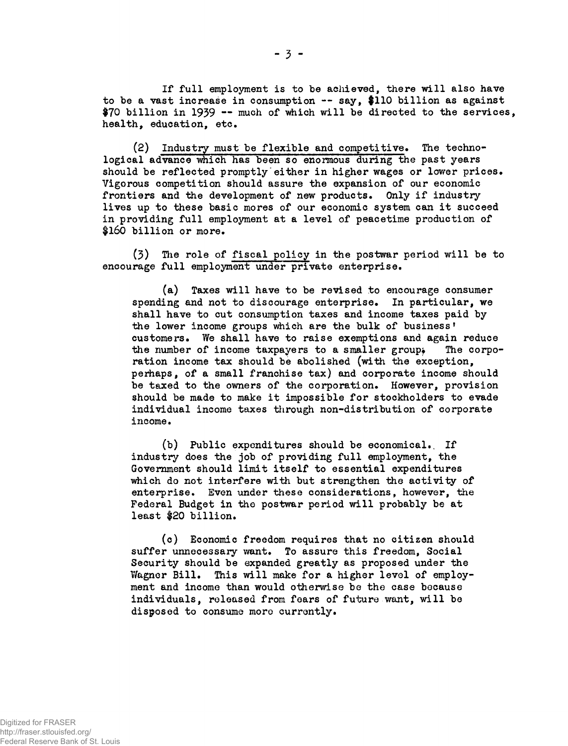If full employment is to be achieved, there will also have to be a vast increase in consumption -- say, $110 billion as against $70 billion in 1939 -- much of which will be directed to the services, health, education, etc.

(2) <u>Industry must be flexible and competitive</u>. The technological advance which has been so enormous during the past years should be reflected promptly either in higher wages or lower prices. Vigorous competition should assure the expansion of our economic frontiers and the development of new products. Only if industry lives up to these basic mores of our economic system can it succeed in providing full employment at a level of peacetime production of $160 billion or more.

(3) The role of <u>fiscal policy</u> in the postwar period will be to encourage full employment under private enterprise.

(a) Taxes will have to be revised to encourage consumer spending and not to discourage enterprise. In particular, we shall have to cut consumption taxes and income taxes paid by the lower income groups which are the bulk of business' customers. We shall have to raise exemptions and again reduce the number of income taxpayers to a smaller group. The corporation income tax should be abolished (with the exception, perhaps, of a small franchise tax) and corporate income should be taxed to the owners of the corporation. However, provision should be made to make it impossible for stockholders to evade individual income taxes through non-distribution of corporate income.

(b) Public expenditures should be economical. If industry does the job of providing full employment, the Government should limit itself to essential expenditures which do not interfere with but strengthen the activity of enterprise. Even under these considerations, however, the Federal Budget in the postwar period will probably be at least $20 billion.

(c) Economic freedom requires that no citizen should suffer unnecessary want. To assure this freedom, Social Security should be expanded greatly as proposed under the Wagner Bill. This will make for a higher level of employment and income than would otherwise be the case because individuals, released from fears of future want, will be disposed to consume more currently.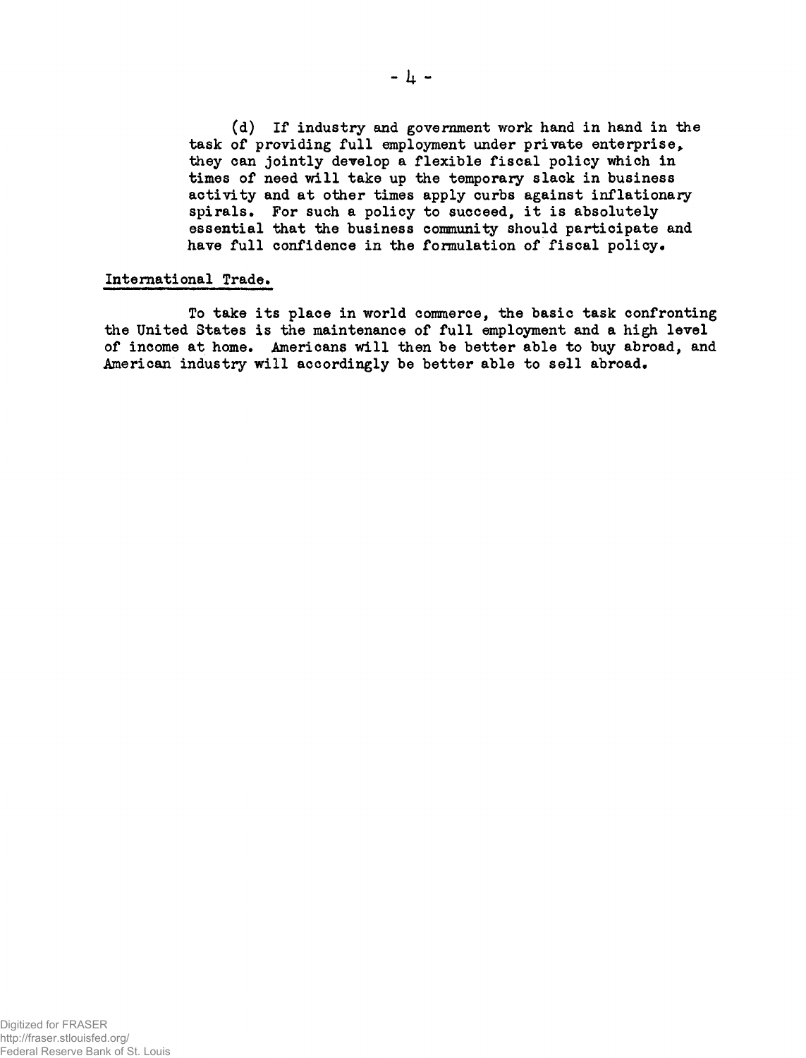(d) If industry and government work hand in hand in the task of providing full employment under private enterprise, they can jointly develop a flexible fiscal policy which in times of need will take up the temporary slack in business activity and at other times apply curbs against inflationary spirals. For such a policy to succeed, it is absolutely essential that the business community should participate and have full confidence in the formulation of fiscal policy.

International Trade.

To take its place in world commerce, the basic task confronting the United States is the maintenance of full employment and a high level of income at home. Americans will then be better able to buy abroad, and American industry will accordingly be better able to sell abroad.